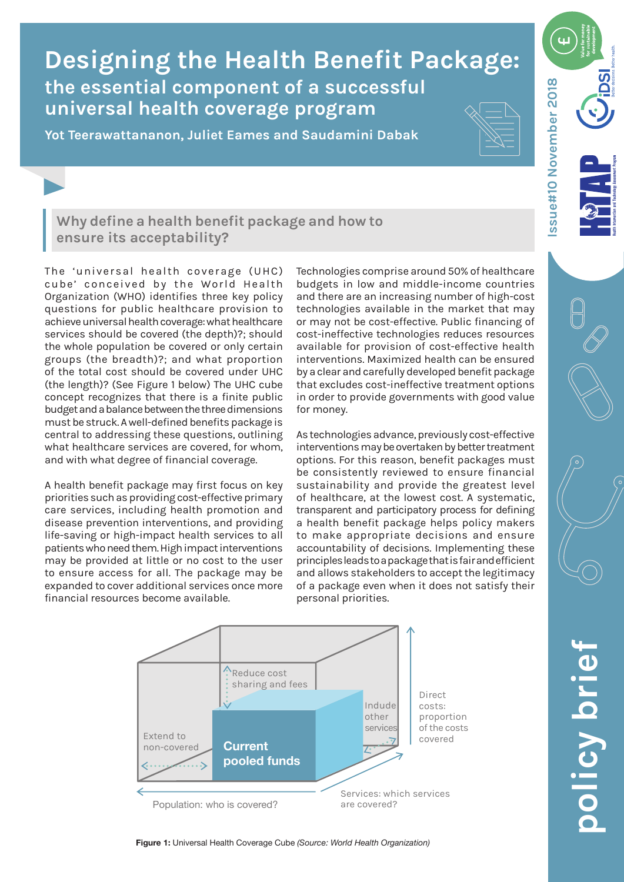# Designing the Health Benefit Package:

## the essential component of a successful universal health coverage program

**Yot Teerawattananon, Juliet Eames and Saudamini Dabak**

Issue#10 November 2018

policy brief

## Why define a health benefit package and how to ensure its acceptability?

The 'universal health coverage (UHC) cube' conceived by the World Health Organization (WHO) identifies three key policy questions for public healthcare provision to achieve universal health coverage: what healthcare services should be covered (the depth)?; should the whole population be covered or only certain groups (the breadth)?; and what proportion of the total cost should be covered under UHC (the length)? (See Figure 1 below) The UHC cube concept recognizes that there is a finite public budget and a balance between the three dimensions must be struck. A well-defined benefits package is central to addressing these questions, outlining what healthcare services are covered, for whom, and with what degree of financial coverage.

A health benefit package may first focus on key priorities such as providing cost-effective primary care services, including health promotion and disease prevention interventions, and providing life-saving or high-impact health services to all patients who need them. High impact interventions may be provided at little or no cost to the user to ensure access for all. The package may be expanded to cover additional services once more financial resources become available.

Technologies comprise around 50% of healthcare budgets in low and middle-income countries and there are an increasing number of high-cost technologies available in the market that may or may not be cost-effective. Public financing of cost-ineffective technologies reduces resources available for provision of cost-effective health interventions. Maximized health can be ensured by a clear and carefully developed benefit package that excludes cost-ineffective treatment options in order to provide governments with good value for money.

As technologies advance, previously cost-effective interventions may be overtaken by better treatment options. For this reason, benefit packages must be consistently reviewed to ensure financial sustainability and provide the greatest level of healthcare, at the lowest cost. A systematic, transparent and participatory process for defining a health benefit package helps policy makers to make appropriate decisions and ensure accountability of decisions. Implementing these principles leads to a package that is fair and efficient and allows stakeholders to accept the legitimacy of a package even when it does not satisfy their personal priorities.

**Figure 1:** Universal Health Coverage Cube *(Source: World Health Organization)*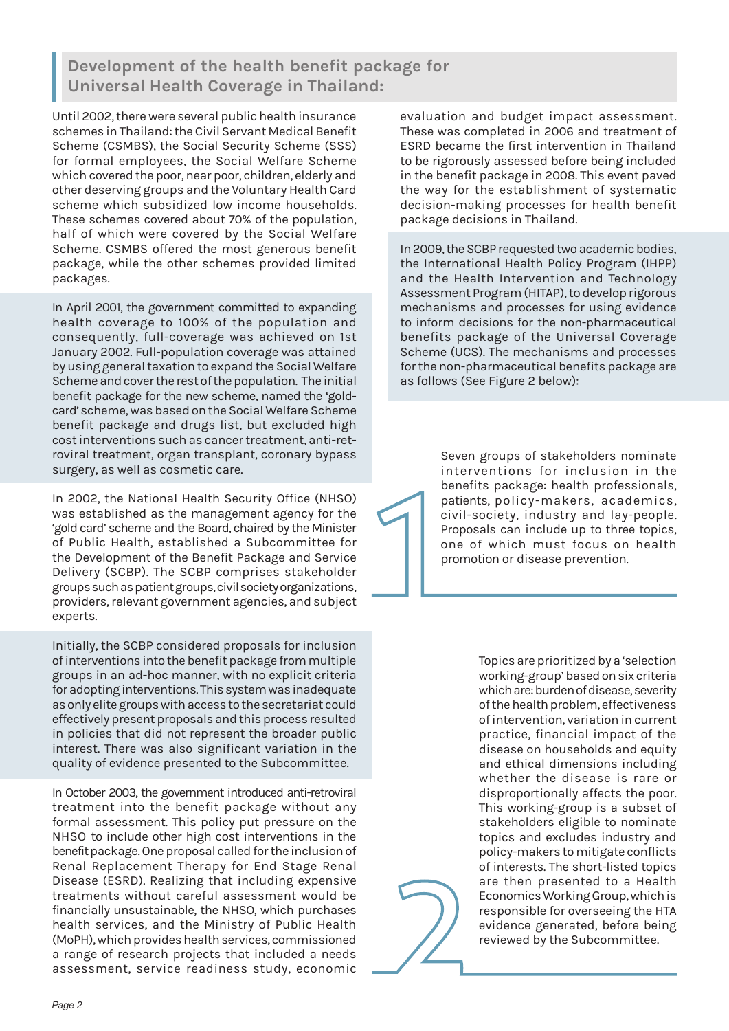## Development of the health benefit package for Universal Health Coverage in Thailand:

Until 2002, there were several public health insurance schemes in Thailand: the Civil Servant Medical Benefit Scheme (CSMBS), the Social Security Scheme (SSS) for formal employees, the Social Welfare Scheme which covered the poor, near poor, children, elderly and other deserving groups and the Voluntary Health Card scheme which subsidized low income households. These schemes covered about 70% of the population, half of which were covered by the Social Welfare Scheme. CSMBS offered the most generous benefit package, while the other schemes provided limited packages.

In April 2001, the government committed to expanding health coverage to 100% of the population and consequently, full-coverage was achieved on 1st January 2002. Full-population coverage was attained by using general taxation to expand the Social Welfare Scheme and cover the rest of the population. The initial benefit package for the new scheme, named the 'gold-card' scheme, was based on the Social Welfare Scheme benefit package and drugs list, but excluded high cost interventions such as cancer treatment, anti-retroviral treatment, organ transplant, coronary bypass surgery, as well as cosmetic care.

In 2002, the National Health Security Office (NHSO) was established as the management agency for the 'gold card' scheme and the Board, chaired by the Minister of Public Health, established a Subcommittee for the Development of the Benefit Package and Service Delivery (SCBP). The SCBP comprises stakeholder groups such as patient groups, civil society organizations, providers, relevant government agencies, and subject experts.

Initially, the SCBP considered proposals for inclusion of interventions into the benefit package from multiple groups in an ad-hoc manner, with no explicit criteria for adopting interventions. This system was inadequate as only elite groups with access to the secretariat could effectively present proposals and this process resulted in policies that did not represent the broader public interest. There was also significant variation in the quality of evidence presented to the Subcommittee.

In October 2003, the government introduced anti-retroviral treatment into the benefit package without any formal assessment. This policy put pressure on the NHSO to include other high cost interventions in the benefit package. One proposal called for the inclusion of Renal Replacement Therapy for End Stage Renal Disease (ESRD). Realizing that including expensive treatments without careful assessment would be financially unsustainable, the NHSO, which purchases health services, and the Ministry of Public Health (MoPH), which provides health services, commissioned a range of research projects that included a needs assessment, service readiness study, economic evaluation and budget impact assessment. These was completed in 2006 and treatment of ESRD became the first intervention in Thailand to be rigorously assessed before being included in the benefit package in 2008. This event paved the way for the establishment of systematic decision-making processes for health benefit package decisions in Thailand.

In 2009, the SCBP requested two academic bodies, the International Health Policy Program (IHPP) and the Health Intervention and Technology Assessment Program (HITAP), to develop rigorous mechanisms and processes for using evidence to inform decisions for the non-pharmaceutical benefits package of the Universal Coverage Scheme (UCS). The mechanisms and processes for the non-pharmaceutical benefits package are as follows (See Figure 2 below):

1. Seven groups of stakeholders nominate interventions for inclusion in the benefits package: health professionals, patients, policy-makers, academics, civil-society, industry and lay-people. Proposals can include up to three topics, one of which must focus on health promotion or disease prevention.

2. Topics are prioritized by a 'selection working-group' based on six criteria which are: burden of disease, severity of the health problem, effectiveness of intervention, variation in current practice, financial impact of the disease on households and equity and ethical dimensions including whether the disease is rare or disproportionally affects the poor. This working-group is a subset of stakeholders eligible to nominate topics and excludes industry and policy-makers to mitigate conflicts of interests. The short-listed topics are then presented to a Health Economics Working Group, which is responsible for overseeing the HTA evidence generated, before being reviewed by the Subcommittee.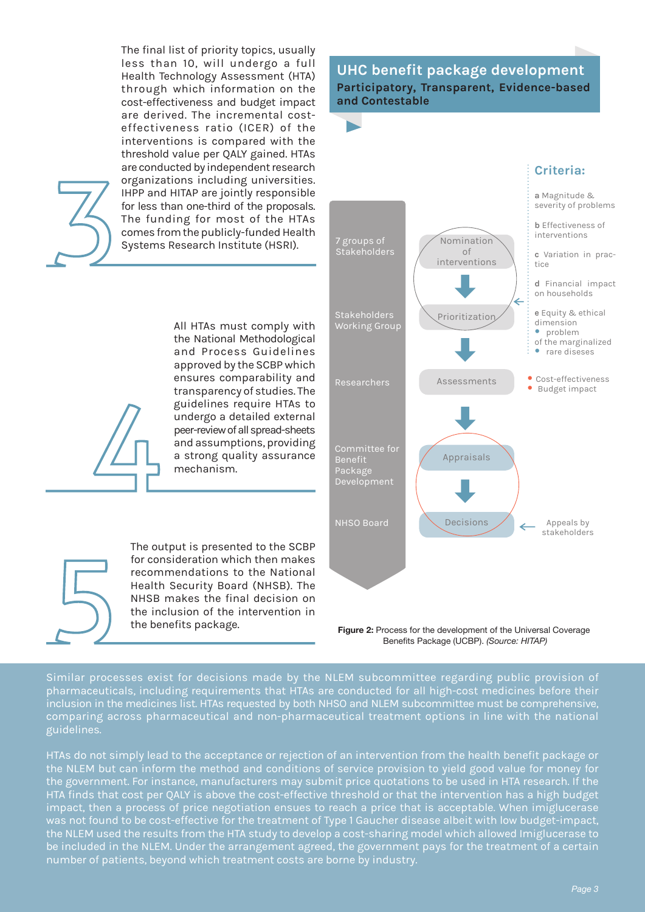**3**

The final list of priority topics, usually less than 10, will undergo a full Health Technology Assessment (HTA) through which information on the cost-effectiveness and budget impact are derived. The incremental cost-effectiveness ratio (ICER) of the interventions is compared with the threshold value per QALY gained. HTAs are conducted by independent research organizations including universities. IHPP and HITAP are jointly responsible for less than one-third of the proposals. The funding for most of the HTAs comes from the publicly-funded Health Systems Research Institute (HSRI).

**4**

All HTAs must comply with the National Methodological and Process Guidelines approved by the SCBP which ensures comparability and transparency of studies. The guidelines require HTAs to undergo a detailed external peer-review of all spread-sheets and assumptions, providing a strong quality assurance mechanism.

**5**

The output is presented to the SCBP for consideration which then makes recommendations to the National Health Security Board (NHSB). The NHSB makes the final decision on the inclusion of the intervention in the benefits package.

## UHC benefit package development

**Participatory, Transparent, Evidence-based and Contestable**

| Stakeholders | Process step |
|---|---|
| 7 groups of Stakeholders | Nomination of interventions |
| Stakeholders Working Group | Prioritization |
| Researchers | Assessments |
| Committee for Benefit Package Development | Appraisals |
| NHSO Board | Decisions |

**Criteria:**

- a Magnitude & severity of problems
- b Effectiveness of interventions
- c Variation in practice
- d Financial impact on households
- e Equity & ethical dimension
  - problem of the marginalized
  - rare diseses

Assessments:
- Cost-effectiveness
- Budget impact

Decisions: Appeals by stakeholders

**Figure 2:** Process for the development of the Universal Coverage Benefits Package (UCBP). *(Source: HITAP)*

Similar processes exist for decisions made by the NLEM subcommittee regarding public provision of pharmaceuticals, including requirements that HTAs are conducted for all high-cost medicines before their inclusion in the medicines list. HTAs requested by both NHSO and NLEM subcommittee must be comprehensive, comparing across pharmaceutical and non-pharmaceutical treatment options in line with the national guidelines.

HTAs do not simply lead to the acceptance or rejection of an intervention from the health benefit package or the NLEM but can inform the method and conditions of service provision to yield good value for money for the government. For instance, manufacturers may submit price quotations to be used in HTA research. If the HTA finds that cost per QALY is above the cost-effective threshold or that the intervention has a high budget impact, then a process of price negotiation ensues to reach a price that is acceptable. When imiglucerase was not found to be cost-effective for the treatment of Type 1 Gaucher disease albeit with low budget-impact, the NLEM used the results from the HTA study to develop a cost-sharing model which allowed Imiglucerase to be included in the NLEM. Under the arrangement agreed, the government pays for the treatment of a certain number of patients, beyond which treatment costs are borne by industry.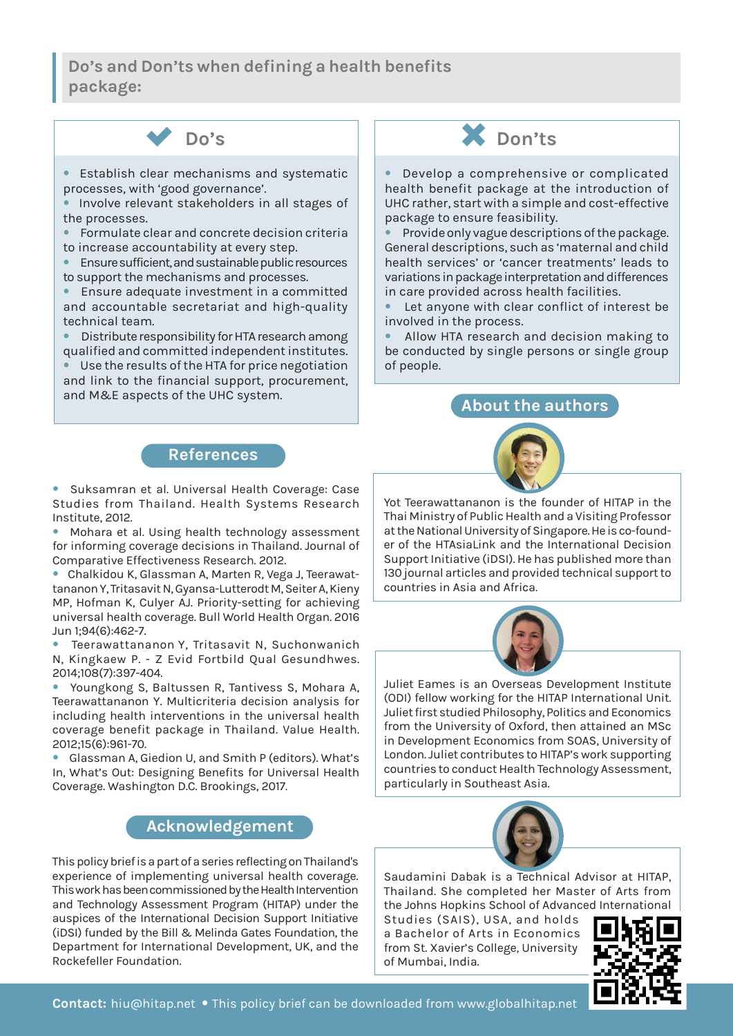## Do's and Don'ts when defining a health benefits package:

### Do's

- Establish clear mechanisms and systematic processes, with 'good governance'.
- Involve relevant stakeholders in all stages of the processes.
- Formulate clear and concrete decision criteria to increase accountability at every step.
- Ensure sufficient, and sustainable public resources to support the mechanisms and processes.
- Ensure adequate investment in a committed and accountable secretariat and high-quality technical team.
- Distribute responsibility for HTA research among qualified and committed independent institutes.
- Use the results of the HTA for price negotiation and link to the financial support, procurement, and M&E aspects of the UHC system.

### Don'ts

- Develop a comprehensive or complicated health benefit package at the introduction of UHC rather, start with a simple and cost-effective package to ensure feasibility.
- Provide only vague descriptions of the package. General descriptions, such as 'maternal and child health services' or 'cancer treatments' leads to variations in package interpretation and differences in care provided across health facilities.
- Let anyone with clear conflict of interest be involved in the process.
- Allow HTA research and decision making to be conducted by single persons or single group of people.

## References

- Suksamran et al. Universal Health Coverage: Case Studies from Thailand. Health Systems Research Institute, 2012.
- Mohara et al. Using health technology assessment for informing coverage decisions in Thailand. Journal of Comparative Effectiveness Research. 2012.
- Chalkidou K, Glassman A, Marten R, Vega J, Teerawattananon Y, Tritasavit N, Gyansa-Lutterodt M, Seiter A, Kieny MP, Hofman K, Culyer AJ. Priority-setting for achieving universal health coverage. Bull World Health Organ. 2016 Jun 1;94(6):462-7.
- Teerawattananon Y, Tritasavit N, Suchonwanich N, Kingkaew P. - Z Evid Fortbild Qual Gesundhwes. 2014;108(7):397-404.
- Youngkong S, Baltussen R, Tantivess S, Mohara A, Teerawattananon Y. Multicriteria decision analysis for including health interventions in the universal health coverage benefit package in Thailand. Value Health. 2012;15(6):961-70.
- Glassman A, Giedion U, and Smith P (editors). What's In, What's Out: Designing Benefits for Universal Health Coverage. Washington D.C. Brookings, 2017.

## Acknowledgement

This policy brief is a part of a series reflecting on Thailand's experience of implementing universal health coverage. This work has been commissioned by the Health Intervention and Technology Assessment Program (HITAP) under the auspices of the International Decision Support Initiative (iDSI) funded by the Bill & Melinda Gates Foundation, the Department for International Development, UK, and the Rockefeller Foundation.

## About the authors

Yot Teerawattananon is the founder of HITAP in the Thai Ministry of Public Health and a Visiting Professor at the National University of Singapore. He is co-founder of the HTAsiaLink and the International Decision Support Initiative (iDSI). He has published more than 130 journal articles and provided technical support to countries in Asia and Africa.

Juliet Eames is an Overseas Development Institute (ODI) fellow working for the HITAP International Unit. Juliet first studied Philosophy, Politics and Economics from the University of Oxford, then attained an MSc in Development Economics from SOAS, University of London. Juliet contributes to HITAP's work supporting countries to conduct Health Technology Assessment, particularly in Southeast Asia.

Saudamini Dabak is a Technical Advisor at HITAP, Thailand. She completed her Master of Arts from the Johns Hopkins School of Advanced International Studies (SAIS), USA, and holds a Bachelor of Arts in Economics from St. Xavier's College, University of Mumbai, India.

**Contact:** hiu@hitap.net • This policy brief can be downloaded from www.globalhitap.net